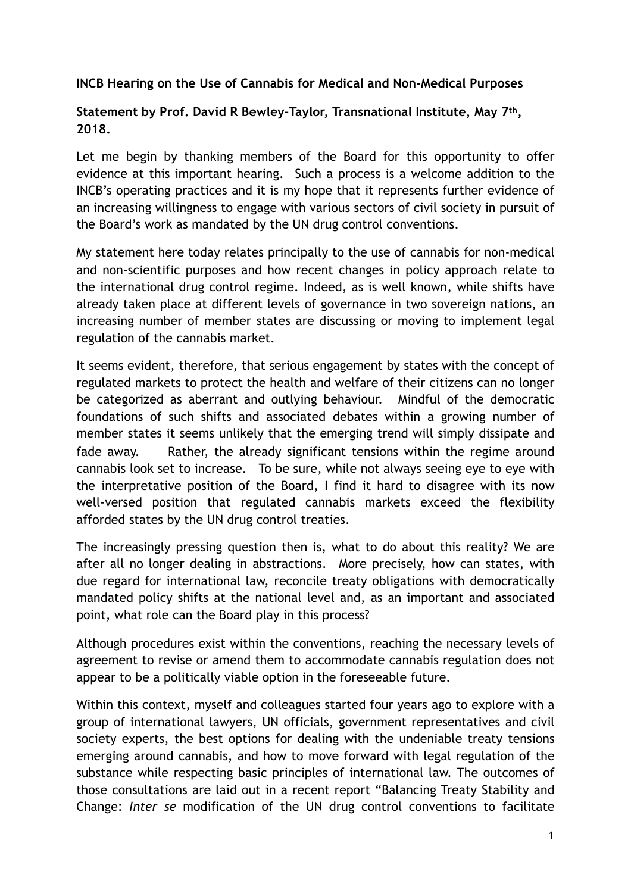**INCB Hearing on the Use of Cannabis for Medical and Non-Medical Purposes**

**Statement by Prof. David R Bewley-Taylor, Transnational Institute, May 7th, 2018.**

Let me begin by thanking members of the Board for this opportunity to offer evidence at this important hearing. Such a process is a welcome addition to the INCB's operating practices and it is my hope that it represents further evidence of an increasing willingness to engage with various sectors of civil society in pursuit of the Board's work as mandated by the UN drug control conventions.

My statement here today relates principally to the use of cannabis for non-medical and non-scientific purposes and how recent changes in policy approach relate to the international drug control regime. Indeed, as is well known, while shifts have already taken place at different levels of governance in two sovereign nations, an increasing number of member states are discussing or moving to implement legal regulation of the cannabis market.

It seems evident, therefore, that serious engagement by states with the concept of regulated markets to protect the health and welfare of their citizens can no longer be categorized as aberrant and outlying behaviour. Mindful of the democratic foundations of such shifts and associated debates within a growing number of member states it seems unlikely that the emerging trend will simply dissipate and fade away. Rather, the already significant tensions within the regime around cannabis look set to increase. To be sure, while not always seeing eye to eye with the interpretative position of the Board, I find it hard to disagree with its now well-versed position that regulated cannabis markets exceed the flexibility afforded states by the UN drug control treaties.

The increasingly pressing question then is, what to do about this reality? We are after all no longer dealing in abstractions. More precisely, how can states, with due regard for international law, reconcile treaty obligations with democratically mandated policy shifts at the national level and, as an important and associated point, what role can the Board play in this process?

Although procedures exist within the conventions, reaching the necessary levels of agreement to revise or amend them to accommodate cannabis regulation does not appear to be a politically viable option in the foreseeable future.

Within this context, myself and colleagues started four years ago to explore with a group of international lawyers, UN officials, government representatives and civil society experts, the best options for dealing with the undeniable treaty tensions emerging around cannabis, and how to move forward with legal regulation of the substance while respecting basic principles of international law. The outcomes of those consultations are laid out in a recent report "Balancing Treaty Stability and Change: *Inter se* modification of the UN drug control conventions to facilitate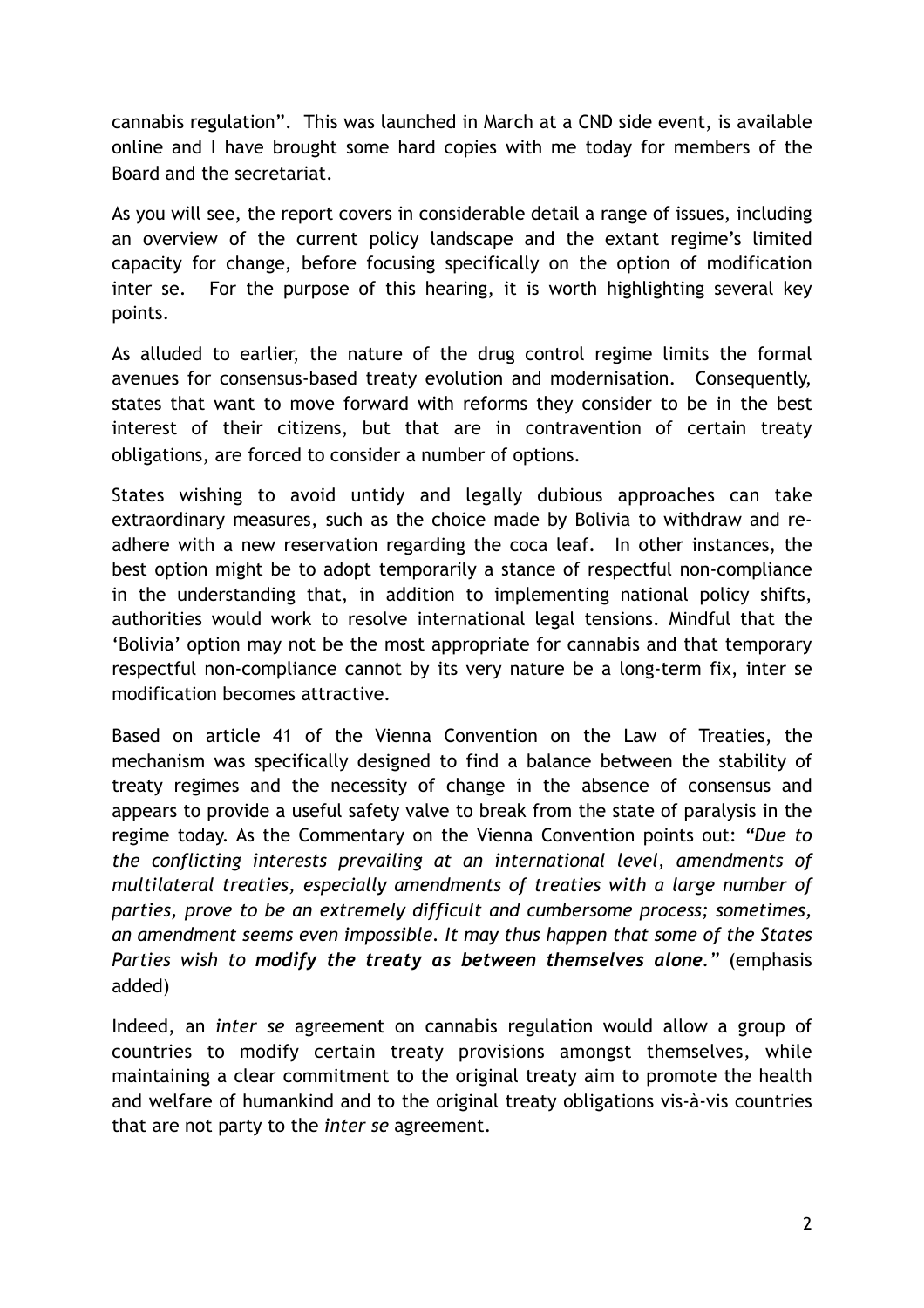cannabis regulation". This was launched in March at a CND side event, is available online and I have brought some hard copies with me today for members of the Board and the secretariat.

As you will see, the report covers in considerable detail a range of issues, including an overview of the current policy landscape and the extant regime's limited capacity for change, before focusing specifically on the option of modification inter se. For the purpose of this hearing, it is worth highlighting several key points.

As alluded to earlier, the nature of the drug control regime limits the formal avenues for consensus-based treaty evolution and modernisation. Consequently, states that want to move forward with reforms they consider to be in the best interest of their citizens, but that are in contravention of certain treaty obligations, are forced to consider a number of options.

States wishing to avoid untidy and legally dubious approaches can take extraordinary measures, such as the choice made by Bolivia to withdraw and re-adhere with a new reservation regarding the coca leaf. In other instances, the best option might be to adopt temporarily a stance of respectful non-compliance in the understanding that, in addition to implementing national policy shifts, authorities would work to resolve international legal tensions. Mindful that the 'Bolivia' option may not be the most appropriate for cannabis and that temporary respectful non-compliance cannot by its very nature be a long-term fix, inter se modification becomes attractive.

Based on article 41 of the Vienna Convention on the Law of Treaties, the mechanism was specifically designed to find a balance between the stability of treaty regimes and the necessity of change in the absence of consensus and appears to provide a useful safety valve to break from the state of paralysis in the regime today. As the Commentary on the Vienna Convention points out: *"Due to the conflicting interests prevailing at an international level, amendments of multilateral treaties, especially amendments of treaties with a large number of parties, prove to be an extremely difficult and cumbersome process; sometimes, an amendment seems even impossible. It may thus happen that some of the States Parties wish to* ***modify the treaty as between themselves alone****."* (emphasis added)

Indeed, an *inter se* agreement on cannabis regulation would allow a group of countries to modify certain treaty provisions amongst themselves, while maintaining a clear commitment to the original treaty aim to promote the health and welfare of humankind and to the original treaty obligations vis-à-vis countries that are not party to the *inter se* agreement.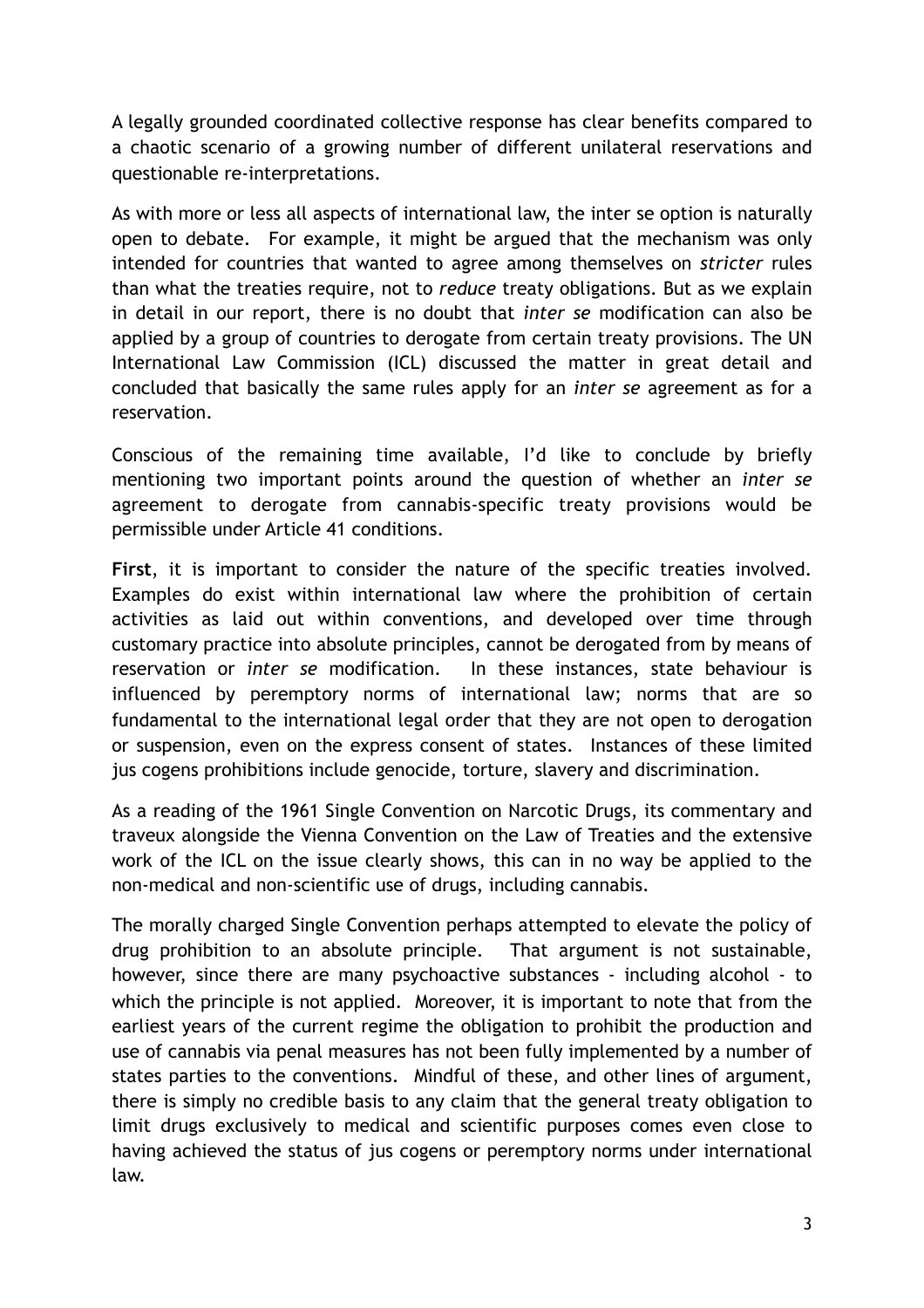A legally grounded coordinated collective response has clear benefits compared to a chaotic scenario of a growing number of different unilateral reservations and questionable re-interpretations.

As with more or less all aspects of international law, the inter se option is naturally open to debate. For example, it might be argued that the mechanism was only intended for countries that wanted to agree among themselves on *stricter* rules than what the treaties require, not to *reduce* treaty obligations. But as we explain in detail in our report, there is no doubt that *inter se* modification can also be applied by a group of countries to derogate from certain treaty provisions. The UN International Law Commission (ICL) discussed the matter in great detail and concluded that basically the same rules apply for an *inter se* agreement as for a reservation.

Conscious of the remaining time available, I'd like to conclude by briefly mentioning two important points around the question of whether an *inter se* agreement to derogate from cannabis-specific treaty provisions would be permissible under Article 41 conditions.

**First**, it is important to consider the nature of the specific treaties involved. Examples do exist within international law where the prohibition of certain activities as laid out within conventions, and developed over time through customary practice into absolute principles, cannot be derogated from by means of reservation or *inter se* modification. In these instances, state behaviour is influenced by peremptory norms of international law; norms that are so fundamental to the international legal order that they are not open to derogation or suspension, even on the express consent of states. Instances of these limited jus cogens prohibitions include genocide, torture, slavery and discrimination.

As a reading of the 1961 Single Convention on Narcotic Drugs, its commentary and traveux alongside the Vienna Convention on the Law of Treaties and the extensive work of the ICL on the issue clearly shows, this can in no way be applied to the non-medical and non-scientific use of drugs, including cannabis.

The morally charged Single Convention perhaps attempted to elevate the policy of drug prohibition to an absolute principle. That argument is not sustainable, however, since there are many psychoactive substances - including alcohol - to which the principle is not applied. Moreover, it is important to note that from the earliest years of the current regime the obligation to prohibit the production and use of cannabis via penal measures has not been fully implemented by a number of states parties to the conventions. Mindful of these, and other lines of argument, there is simply no credible basis to any claim that the general treaty obligation to limit drugs exclusively to medical and scientific purposes comes even close to having achieved the status of jus cogens or peremptory norms under international law.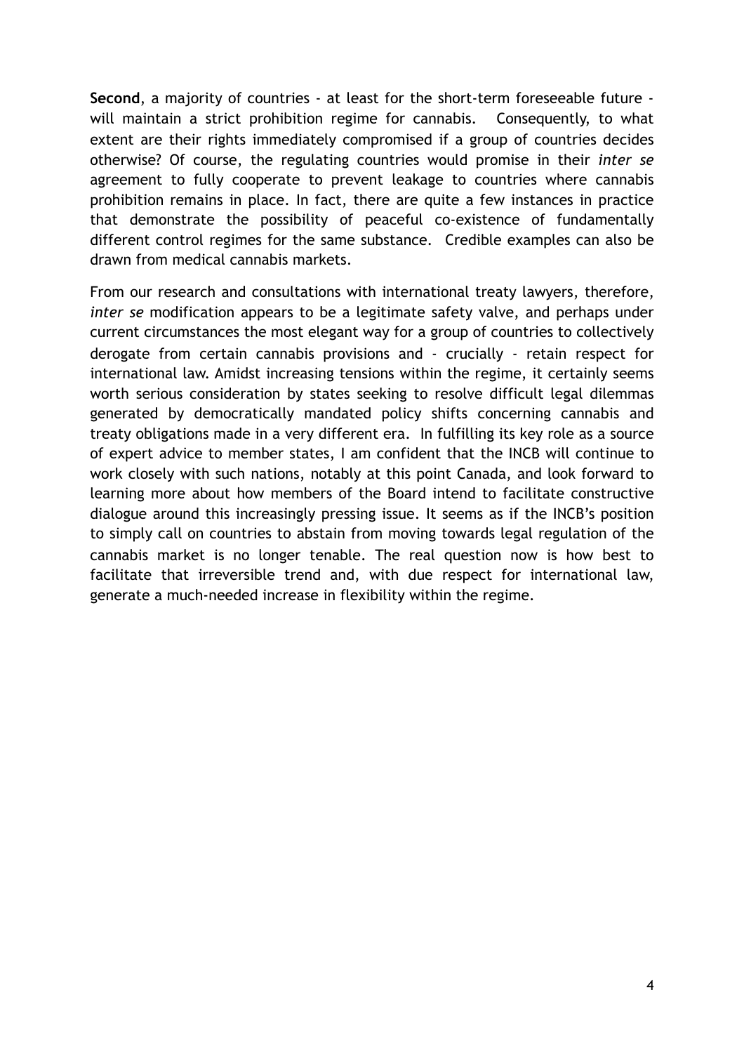**Second**, a majority of countries - at least for the short-term foreseeable future - will maintain a strict prohibition regime for cannabis. Consequently, to what extent are their rights immediately compromised if a group of countries decides otherwise? Of course, the regulating countries would promise in their *inter se* agreement to fully cooperate to prevent leakage to countries where cannabis prohibition remains in place. In fact, there are quite a few instances in practice that demonstrate the possibility of peaceful co-existence of fundamentally different control regimes for the same substance. Credible examples can also be drawn from medical cannabis markets.

From our research and consultations with international treaty lawyers, therefore, *inter se* modification appears to be a legitimate safety valve, and perhaps under current circumstances the most elegant way for a group of countries to collectively derogate from certain cannabis provisions and - crucially - retain respect for international law. Amidst increasing tensions within the regime, it certainly seems worth serious consideration by states seeking to resolve difficult legal dilemmas generated by democratically mandated policy shifts concerning cannabis and treaty obligations made in a very different era. In fulfilling its key role as a source of expert advice to member states, I am confident that the INCB will continue to work closely with such nations, notably at this point Canada, and look forward to learning more about how members of the Board intend to facilitate constructive dialogue around this increasingly pressing issue. It seems as if the INCB's position to simply call on countries to abstain from moving towards legal regulation of the cannabis market is no longer tenable. The real question now is how best to facilitate that irreversible trend and, with due respect for international law, generate a much-needed increase in flexibility within the regime.